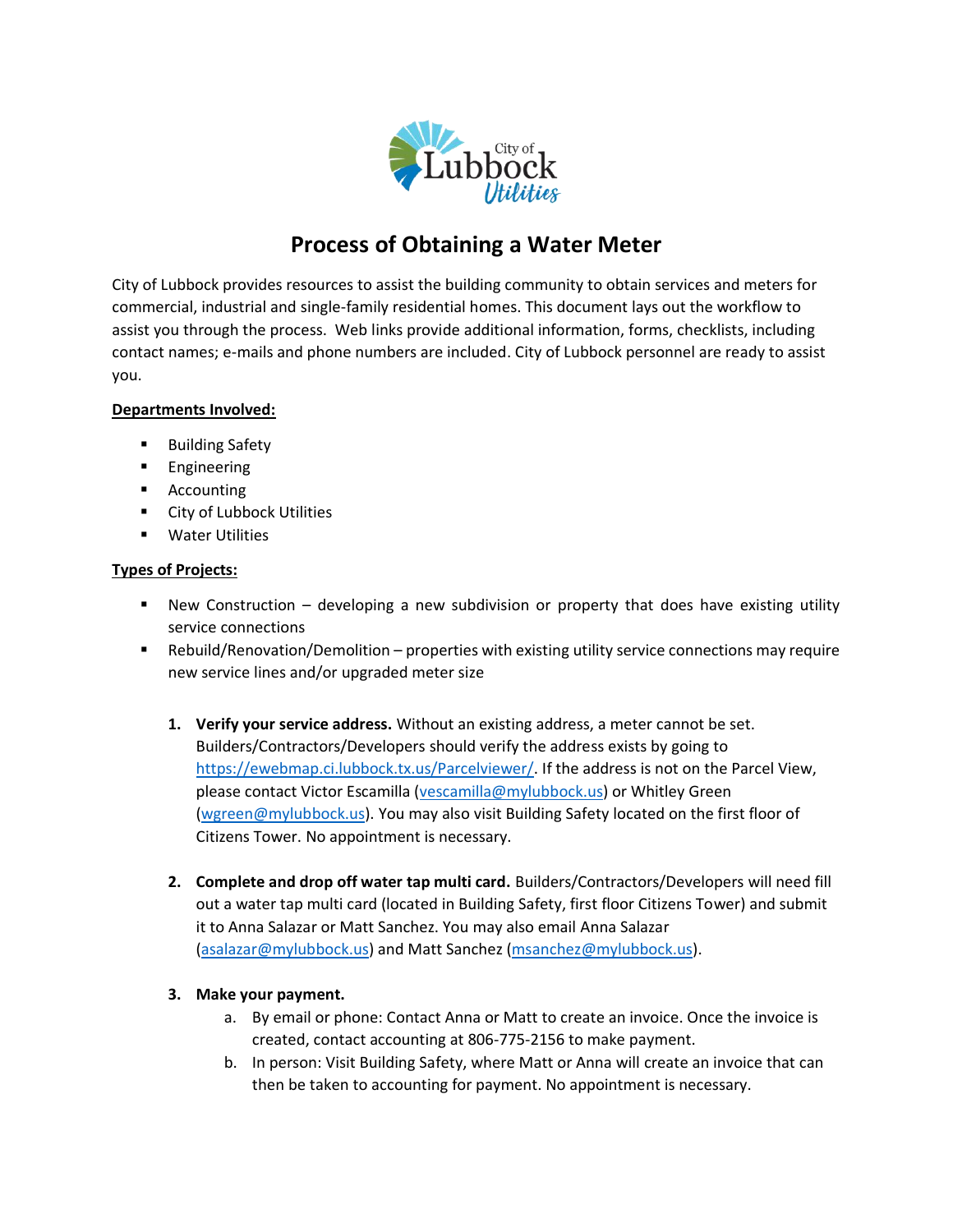# Process of Obtaining a Water Meter

City of Lubbock provides resources to assist the building community to obtain services and meters for commercial, industrial and single-family residential homes. This document lays out the workflow to assist you through the process. Web links provide additional information, forms, checklists, including contact names; e-mails and phone numbers are included. City of Lubbock personnel are ready to assist you.

**Departments Involved:**

- Building Safety
- Engineering
- Accounting
- City of Lubbock Utilities
- Water Utilities

**Types of Projects:**

- New Construction – developing a new subdivision or property that does have existing utility service connections
- Rebuild/Renovation/Demolition – properties with existing utility service connections may require new service lines and/or upgraded meter size

1. **Verify your service address.** Without an existing address, a meter cannot be set. Builders/Contractors/Developers should verify the address exists by going to https://ewebmap.ci.lubbock.tx.us/Parcelviewer/. If the address is not on the Parcel View, please contact Victor Escamilla (vescamilla@mylubbock.us) or Whitley Green (wgreen@mylubbock.us). You may also visit Building Safety located on the first floor of Citizens Tower. No appointment is necessary.

2. **Complete and drop off water tap multi card.** Builders/Contractors/Developers will need fill out a water tap multi card (located in Building Safety, first floor Citizens Tower) and submit it to Anna Salazar or Matt Sanchez. You may also email Anna Salazar (asalazar@mylubbock.us) and Matt Sanchez (msanchez@mylubbock.us).

3. **Make your payment.**
   a. By email or phone: Contact Anna or Matt to create an invoice. Once the invoice is created, contact accounting at 806-775-2156 to make payment.
   b. In person: Visit Building Safety, where Matt or Anna will create an invoice that can then be taken to accounting for payment. No appointment is necessary.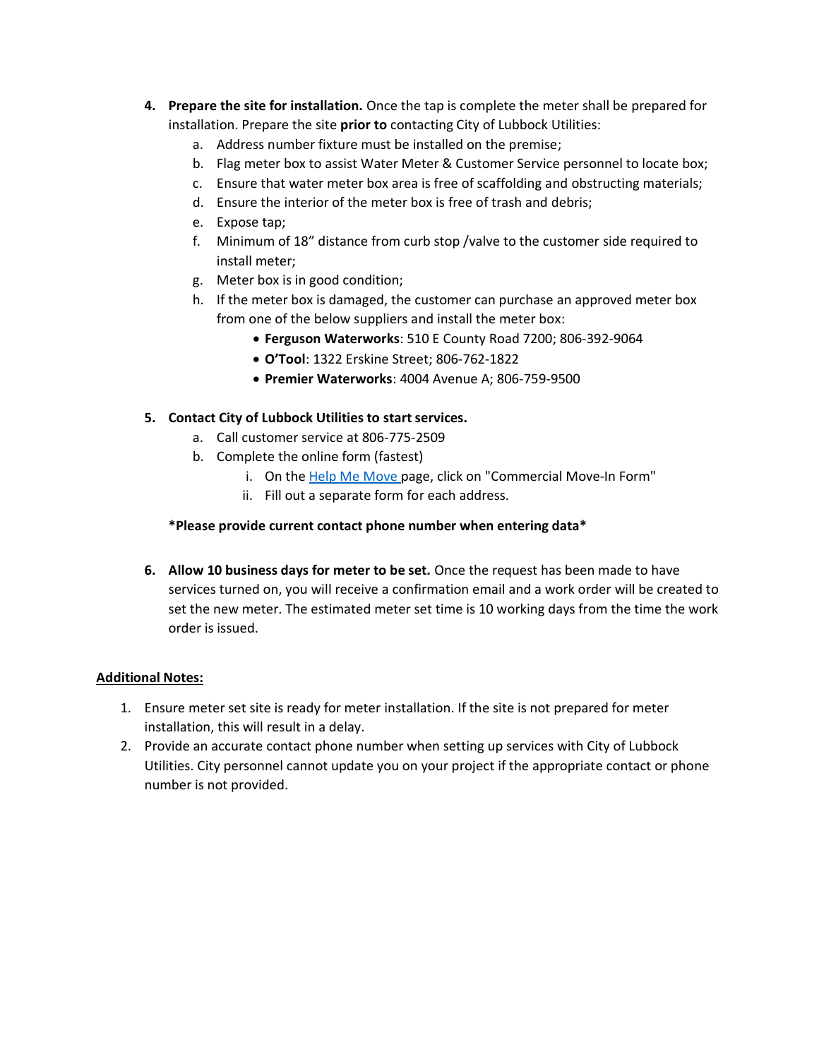4. **Prepare the site for installation.** Once the tap is complete the meter shall be prepared for installation. Prepare the site **prior to** contacting City of Lubbock Utilities:
   a. Address number fixture must be installed on the premise;
   b. Flag meter box to assist Water Meter & Customer Service personnel to locate box;
   c. Ensure that water meter box area is free of scaffolding and obstructing materials;
   d. Ensure the interior of the meter box is free of trash and debris;
   e. Expose tap;
   f. Minimum of 18" distance from curb stop /valve to the customer side required to install meter;
   g. Meter box is in good condition;
   h. If the meter box is damaged, the customer can purchase an approved meter box from one of the below suppliers and install the meter box:
      - **Ferguson Waterworks**: 510 E County Road 7200; 806-392-9064
      - **O'Tool**: 1322 Erskine Street; 806-762-1822
      - **Premier Waterworks**: 4004 Avenue A; 806-759-9500

5. **Contact City of Lubbock Utilities to start services.**
   a. Call customer service at 806-775-2509
   b. Complete the online form (fastest)
      i. On the Help Me Move page, click on "Commercial Move-In Form"
      ii. Fill out a separate form for each address.

   ***Please provide current contact phone number when entering data***

6. **Allow 10 business days for meter to be set.** Once the request has been made to have services turned on, you will receive a confirmation email and a work order will be created to set the new meter. The estimated meter set time is 10 working days from the time the work order is issued.

**Additional Notes:**

1. Ensure meter set site is ready for meter installation. If the site is not prepared for meter installation, this will result in a delay.
2. Provide an accurate contact phone number when setting up services with City of Lubbock Utilities. City personnel cannot update you on your project if the appropriate contact or phone number is not provided.